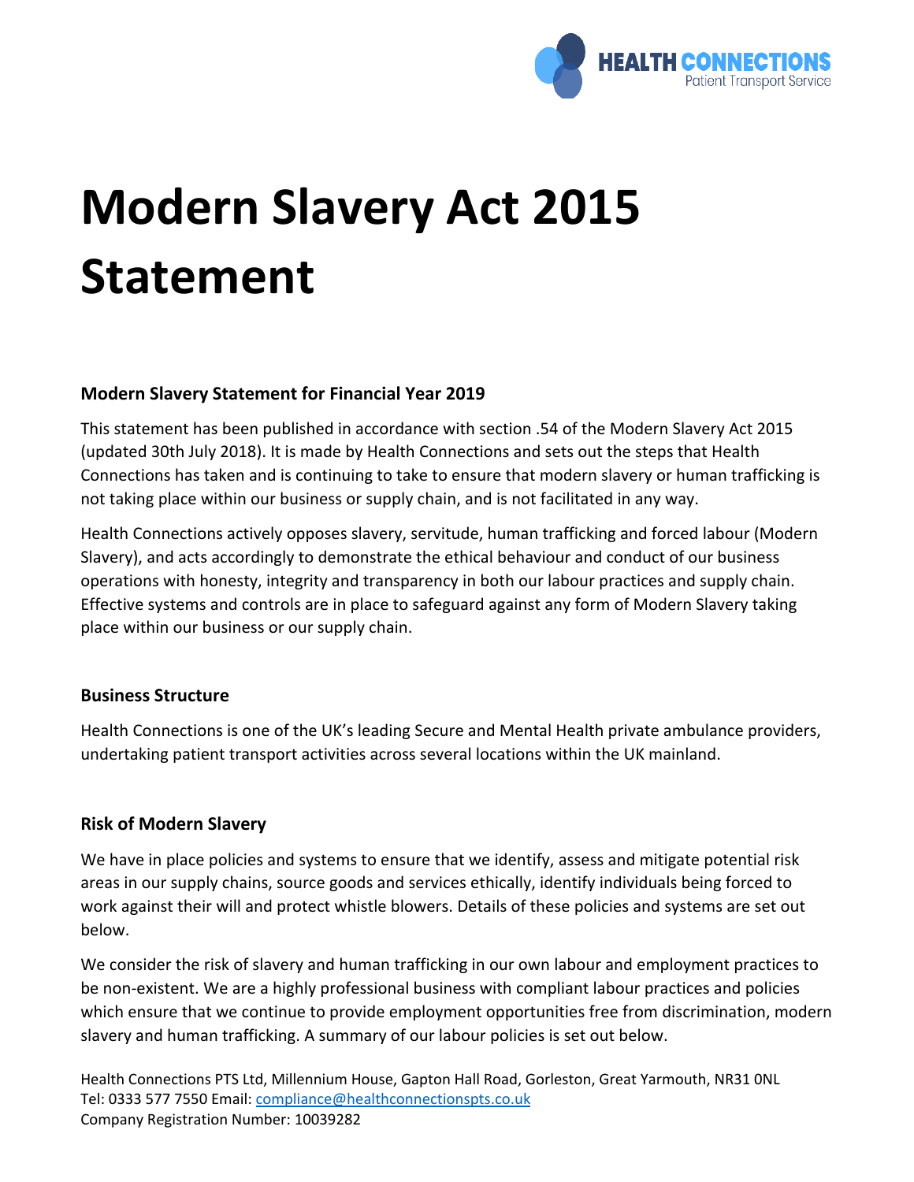# Modern Slavery Act 2015 Statement

**Modern Slavery Statement for Financial Year 2019**

This statement has been published in accordance with section .54 of the Modern Slavery Act 2015 (updated 30th July 2018). It is made by Health Connections and sets out the steps that Health Connections has taken and is continuing to take to ensure that modern slavery or human trafficking is not taking place within our business or supply chain, and is not facilitated in any way.

Health Connections actively opposes slavery, servitude, human trafficking and forced labour (Modern Slavery), and acts accordingly to demonstrate the ethical behaviour and conduct of our business operations with honesty, integrity and transparency in both our labour practices and supply chain. Effective systems and controls are in place to safeguard against any form of Modern Slavery taking place within our business or our supply chain.

### Business Structure

Health Connections is one of the UK's leading Secure and Mental Health private ambulance providers, undertaking patient transport activities across several locations within the UK mainland.

### Risk of Modern Slavery

We have in place policies and systems to ensure that we identify, assess and mitigate potential risk areas in our supply chains, source goods and services ethically, identify individuals being forced to work against their will and protect whistle blowers. Details of these policies and systems are set out below.

We consider the risk of slavery and human trafficking in our own labour and employment practices to be non-existent. We are a highly professional business with compliant labour practices and policies which ensure that we continue to provide employment opportunities free from discrimination, modern slavery and human trafficking. A summary of our labour policies is set out below.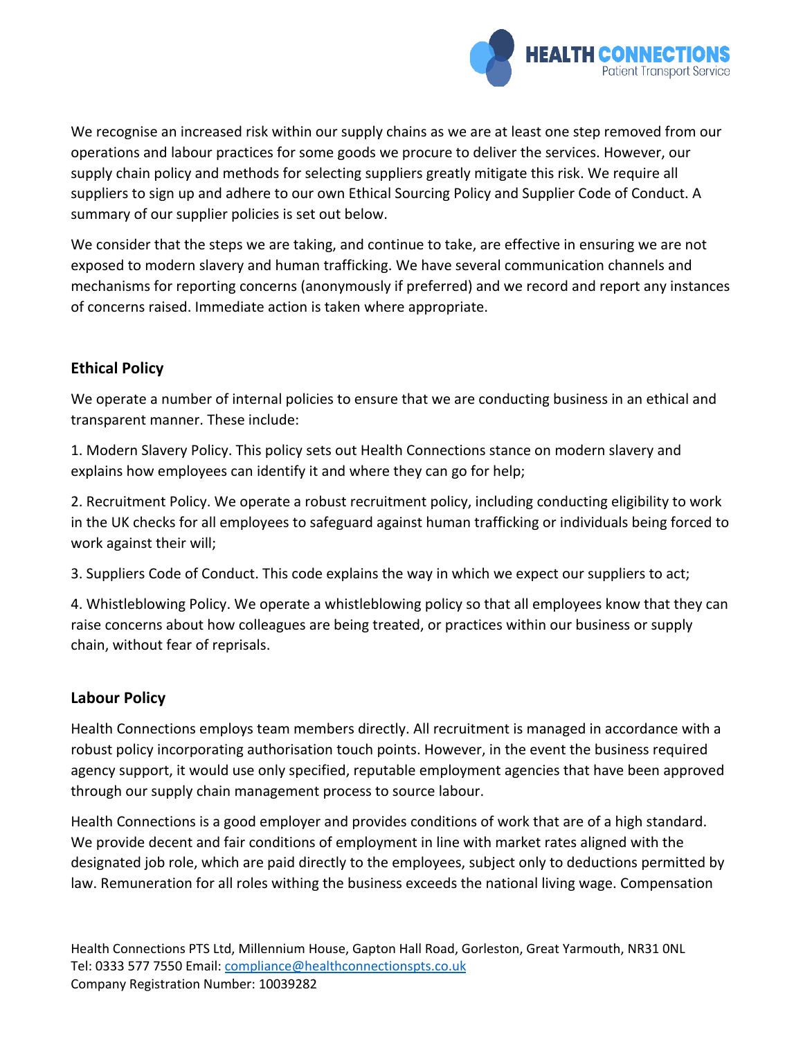We recognise an increased risk within our supply chains as we are at least one step removed from our operations and labour practices for some goods we procure to deliver the services. However, our supply chain policy and methods for selecting suppliers greatly mitigate this risk. We require all suppliers to sign up and adhere to our own Ethical Sourcing Policy and Supplier Code of Conduct. A summary of our supplier policies is set out below.

We consider that the steps we are taking, and continue to take, are effective in ensuring we are not exposed to modern slavery and human trafficking. We have several communication channels and mechanisms for reporting concerns (anonymously if preferred) and we record and report any instances of concerns raised. Immediate action is taken where appropriate.

## Ethical Policy

We operate a number of internal policies to ensure that we are conducting business in an ethical and transparent manner. These include:

1. Modern Slavery Policy. This policy sets out Health Connections stance on modern slavery and explains how employees can identify it and where they can go for help;

2. Recruitment Policy. We operate a robust recruitment policy, including conducting eligibility to work in the UK checks for all employees to safeguard against human trafficking or individuals being forced to work against their will;

3. Suppliers Code of Conduct. This code explains the way in which we expect our suppliers to act;

4. Whistleblowing Policy. We operate a whistleblowing policy so that all employees know that they can raise concerns about how colleagues are being treated, or practices within our business or supply chain, without fear of reprisals.

## Labour Policy

Health Connections employs team members directly. All recruitment is managed in accordance with a robust policy incorporating authorisation touch points. However, in the event the business required agency support, it would use only specified, reputable employment agencies that have been approved through our supply chain management process to source labour.

Health Connections is a good employer and provides conditions of work that are of a high standard. We provide decent and fair conditions of employment in line with market rates aligned with the designated job role, which are paid directly to the employees, subject only to deductions permitted by law. Remuneration for all roles withing the business exceeds the national living wage. Compensation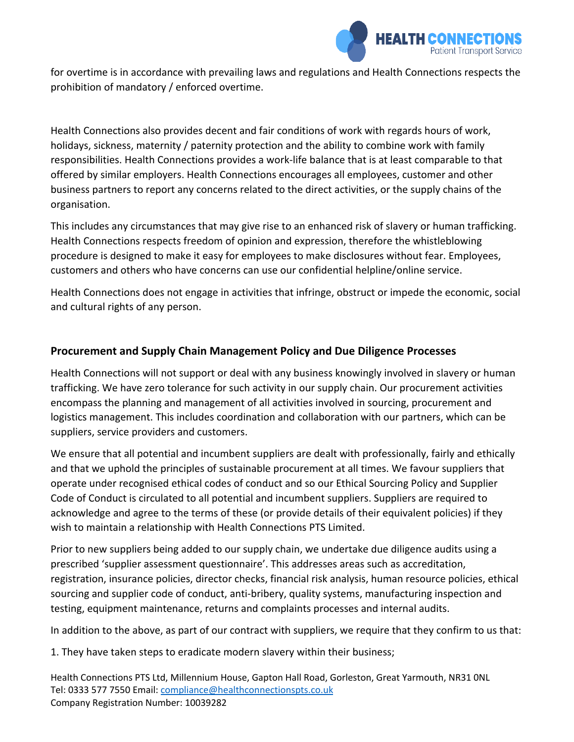for overtime is in accordance with prevailing laws and regulations and Health Connections respects the prohibition of mandatory / enforced overtime.

Health Connections also provides decent and fair conditions of work with regards hours of work, holidays, sickness, maternity / paternity protection and the ability to combine work with family responsibilities. Health Connections provides a work-life balance that is at least comparable to that offered by similar employers. Health Connections encourages all employees, customer and other business partners to report any concerns related to the direct activities, or the supply chains of the organisation.

This includes any circumstances that may give rise to an enhanced risk of slavery or human trafficking. Health Connections respects freedom of opinion and expression, therefore the whistleblowing procedure is designed to make it easy for employees to make disclosures without fear. Employees, customers and others who have concerns can use our confidential helpline/online service.

Health Connections does not engage in activities that infringe, obstruct or impede the economic, social and cultural rights of any person.

## Procurement and Supply Chain Management Policy and Due Diligence Processes

Health Connections will not support or deal with any business knowingly involved in slavery or human trafficking. We have zero tolerance for such activity in our supply chain. Our procurement activities encompass the planning and management of all activities involved in sourcing, procurement and logistics management. This includes coordination and collaboration with our partners, which can be suppliers, service providers and customers.

We ensure that all potential and incumbent suppliers are dealt with professionally, fairly and ethically and that we uphold the principles of sustainable procurement at all times. We favour suppliers that operate under recognised ethical codes of conduct and so our Ethical Sourcing Policy and Supplier Code of Conduct is circulated to all potential and incumbent suppliers. Suppliers are required to acknowledge and agree to the terms of these (or provide details of their equivalent policies) if they wish to maintain a relationship with Health Connections PTS Limited.

Prior to new suppliers being added to our supply chain, we undertake due diligence audits using a prescribed 'supplier assessment questionnaire'. This addresses areas such as accreditation, registration, insurance policies, director checks, financial risk analysis, human resource policies, ethical sourcing and supplier code of conduct, anti-bribery, quality systems, manufacturing inspection and testing, equipment maintenance, returns and complaints processes and internal audits.

In addition to the above, as part of our contract with suppliers, we require that they confirm to us that:

1. They have taken steps to eradicate modern slavery within their business;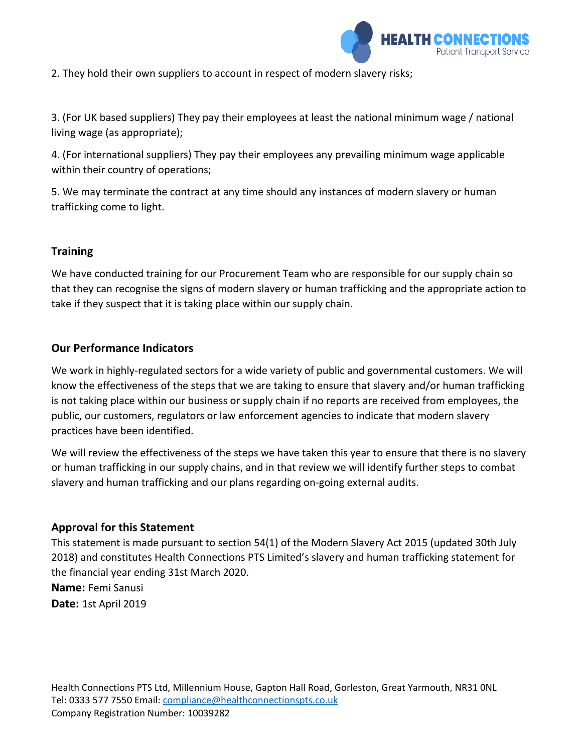2. They hold their own suppliers to account in respect of modern slavery risks;

3. (For UK based suppliers) They pay their employees at least the national minimum wage / national living wage (as appropriate);

4. (For international suppliers) They pay their employees any prevailing minimum wage applicable within their country of operations;

5. We may terminate the contract at any time should any instances of modern slavery or human trafficking come to light.

## Training

We have conducted training for our Procurement Team who are responsible for our supply chain so that they can recognise the signs of modern slavery or human trafficking and the appropriate action to take if they suspect that it is taking place within our supply chain.

## Our Performance Indicators

We work in highly-regulated sectors for a wide variety of public and governmental customers. We will know the effectiveness of the steps that we are taking to ensure that slavery and/or human trafficking is not taking place within our business or supply chain if no reports are received from employees, the public, our customers, regulators or law enforcement agencies to indicate that modern slavery practices have been identified.

We will review the effectiveness of the steps we have taken this year to ensure that there is no slavery or human trafficking in our supply chains, and in that review we will identify further steps to combat slavery and human trafficking and our plans regarding on-going external audits.

## Approval for this Statement

This statement is made pursuant to section 54(1) of the Modern Slavery Act 2015 (updated 30th July 2018) and constitutes Health Connections PTS Limited's slavery and human trafficking statement for the financial year ending 31st March 2020.

**Name:** Femi Sanusi

**Date:** 1st April 2019

Health Connections PTS Ltd, Millennium House, Gapton Hall Road, Gorleston, Great Yarmouth, NR31 0NL
Tel: 0333 577 7550 Email: compliance@healthconnectionspts.co.uk
Company Registration Number: 10039282